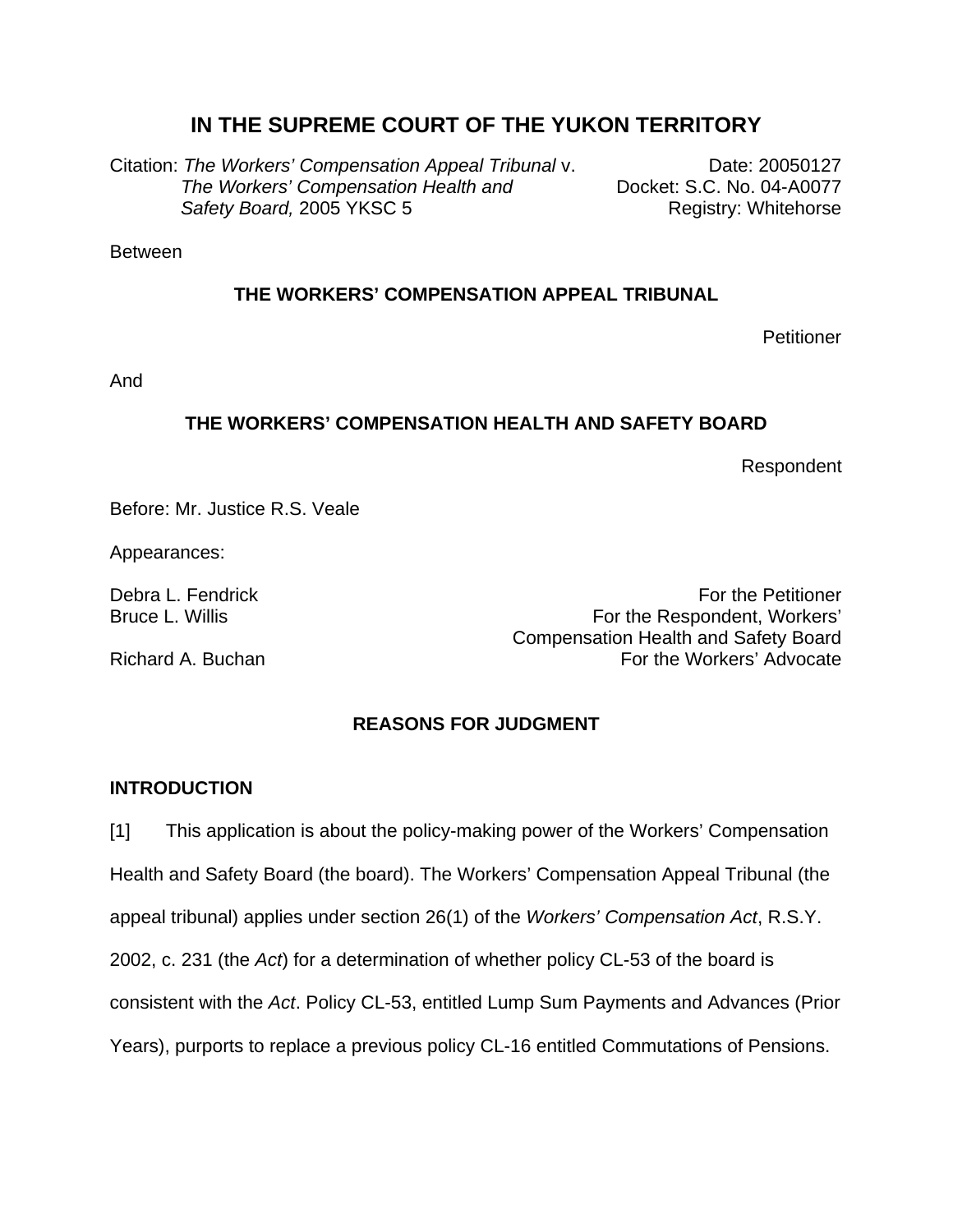# IN THE SUPREME COURT OF THE YUKON TERRITORY

Citation: *The Workers' Compensation Appeal Tribunal* v. *The Workers' Compensation Health and Safety Board,* 2005 YKSC 5

Date: 20050127
Docket: S.C. No. 04-A0077
Registry: Whitehorse

Between

**THE WORKERS' COMPENSATION APPEAL TRIBUNAL**

Petitioner

And

**THE WORKERS' COMPENSATION HEALTH AND SAFETY BOARD**

Respondent

Before: Mr. Justice R.S. Veale

Appearances:

Debra L. Fendrick — For the Petitioner
Bruce L. Willis — For the Respondent, Workers' Compensation Health and Safety Board
Richard A. Buchan — For the Workers' Advocate

## REASONS FOR JUDGMENT

### INTRODUCTION

[1] This application is about the policy-making power of the Workers' Compensation Health and Safety Board (the board). The Workers' Compensation Appeal Tribunal (the appeal tribunal) applies under section 26(1) of the *Workers' Compensation Act*, R.S.Y. 2002, c. 231 (the *Act*) for a determination of whether policy CL-53 of the board is consistent with the *Act*. Policy CL-53, entitled Lump Sum Payments and Advances (Prior Years), purports to replace a previous policy CL-16 entitled Commutations of Pensions.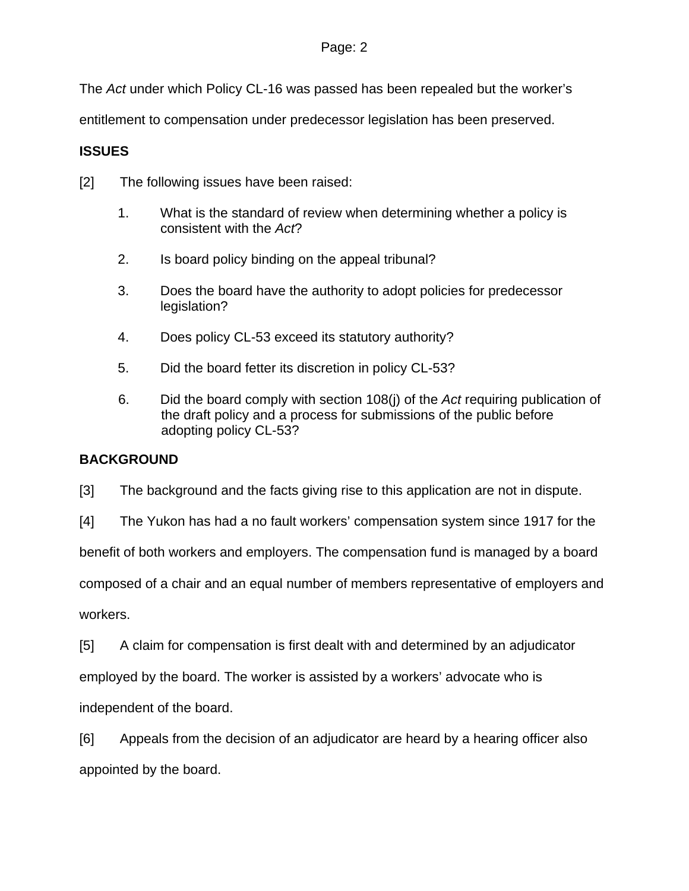The *Act* under which Policy CL-16 was passed has been repealed but the worker's entitlement to compensation under predecessor legislation has been preserved.

**ISSUES**

[2] The following issues have been raised:

1. What is the standard of review when determining whether a policy is consistent with the *Act*?

2. Is board policy binding on the appeal tribunal?

3. Does the board have the authority to adopt policies for predecessor legislation?

4. Does policy CL-53 exceed its statutory authority?

5. Did the board fetter its discretion in policy CL-53?

6. Did the board comply with section 108(j) of the *Act* requiring publication of the draft policy and a process for submissions of the public before adopting policy CL-53?

**BACKGROUND**

[3] The background and the facts giving rise to this application are not in dispute.

[4] The Yukon has had a no fault workers' compensation system since 1917 for the benefit of both workers and employers. The compensation fund is managed by a board composed of a chair and an equal number of members representative of employers and workers.

[5] A claim for compensation is first dealt with and determined by an adjudicator employed by the board. The worker is assisted by a workers' advocate who is independent of the board.

[6] Appeals from the decision of an adjudicator are heard by a hearing officer also appointed by the board.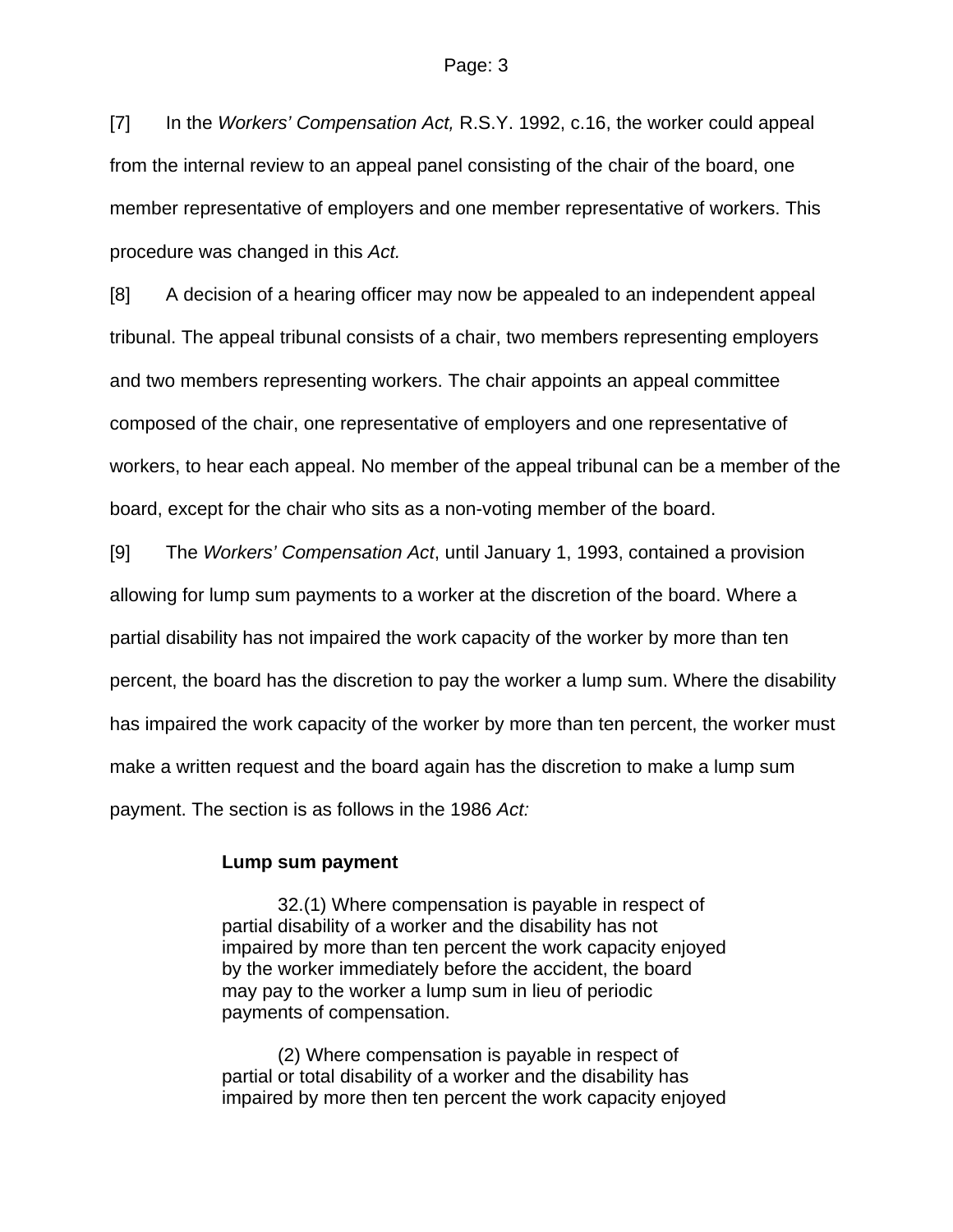[7] In the *Workers' Compensation Act,* R.S.Y. 1992, c.16, the worker could appeal from the internal review to an appeal panel consisting of the chair of the board, one member representative of employers and one member representative of workers. This procedure was changed in this *Act.*

[8] A decision of a hearing officer may now be appealed to an independent appeal tribunal. The appeal tribunal consists of a chair, two members representing employers and two members representing workers. The chair appoints an appeal committee composed of the chair, one representative of employers and one representative of workers, to hear each appeal. No member of the appeal tribunal can be a member of the board, except for the chair who sits as a non-voting member of the board.

[9] The *Workers' Compensation Act*, until January 1, 1993, contained a provision allowing for lump sum payments to a worker at the discretion of the board. Where a partial disability has not impaired the work capacity of the worker by more than ten percent, the board has the discretion to pay the worker a lump sum. Where the disability has impaired the work capacity of the worker by more than ten percent, the worker must make a written request and the board again has the discretion to make a lump sum payment. The section is as follows in the 1986 *Act:*

> **Lump sum payment**
>
> 32.(1) Where compensation is payable in respect of partial disability of a worker and the disability has not impaired by more than ten percent the work capacity enjoyed by the worker immediately before the accident, the board may pay to the worker a lump sum in lieu of periodic payments of compensation.
>
> (2) Where compensation is payable in respect of partial or total disability of a worker and the disability has impaired by more then ten percent the work capacity enjoyed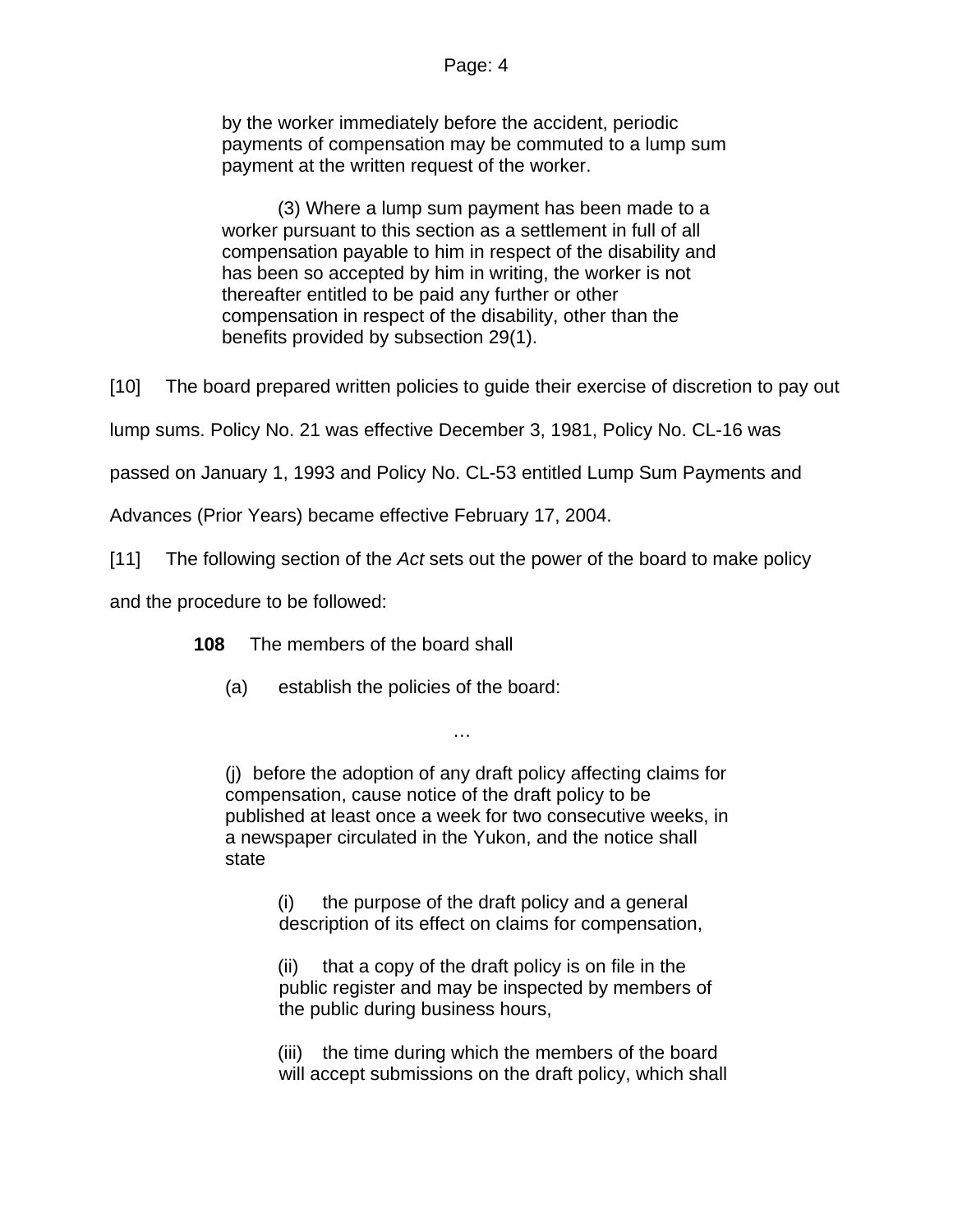> by the worker immediately before the accident, periodic payments of compensation may be commuted to a lump sum payment at the written request of the worker.
>
> (3) Where a lump sum payment has been made to a worker pursuant to this section as a settlement in full of all compensation payable to him in respect of the disability and has been so accepted by him in writing, the worker is not thereafter entitled to be paid any further or other compensation in respect of the disability, other than the benefits provided by subsection 29(1).

[10] The board prepared written policies to guide their exercise of discretion to pay out lump sums. Policy No. 21 was effective December 3, 1981, Policy No. CL-16 was passed on January 1, 1993 and Policy No. CL-53 entitled Lump Sum Payments and Advances (Prior Years) became effective February 17, 2004.

[11] The following section of the *Act* sets out the power of the board to make policy and the procedure to be followed:

> **108** The members of the board shall
>
> (a) establish the policies of the board:
>
> …
>
> (j) before the adoption of any draft policy affecting claims for compensation, cause notice of the draft policy to be published at least once a week for two consecutive weeks, in a newspaper circulated in the Yukon, and the notice shall state
>
> (i) the purpose of the draft policy and a general description of its effect on claims for compensation,
>
> (ii) that a copy of the draft policy is on file in the public register and may be inspected by members of the public during business hours,
>
> (iii) the time during which the members of the board will accept submissions on the draft policy, which shall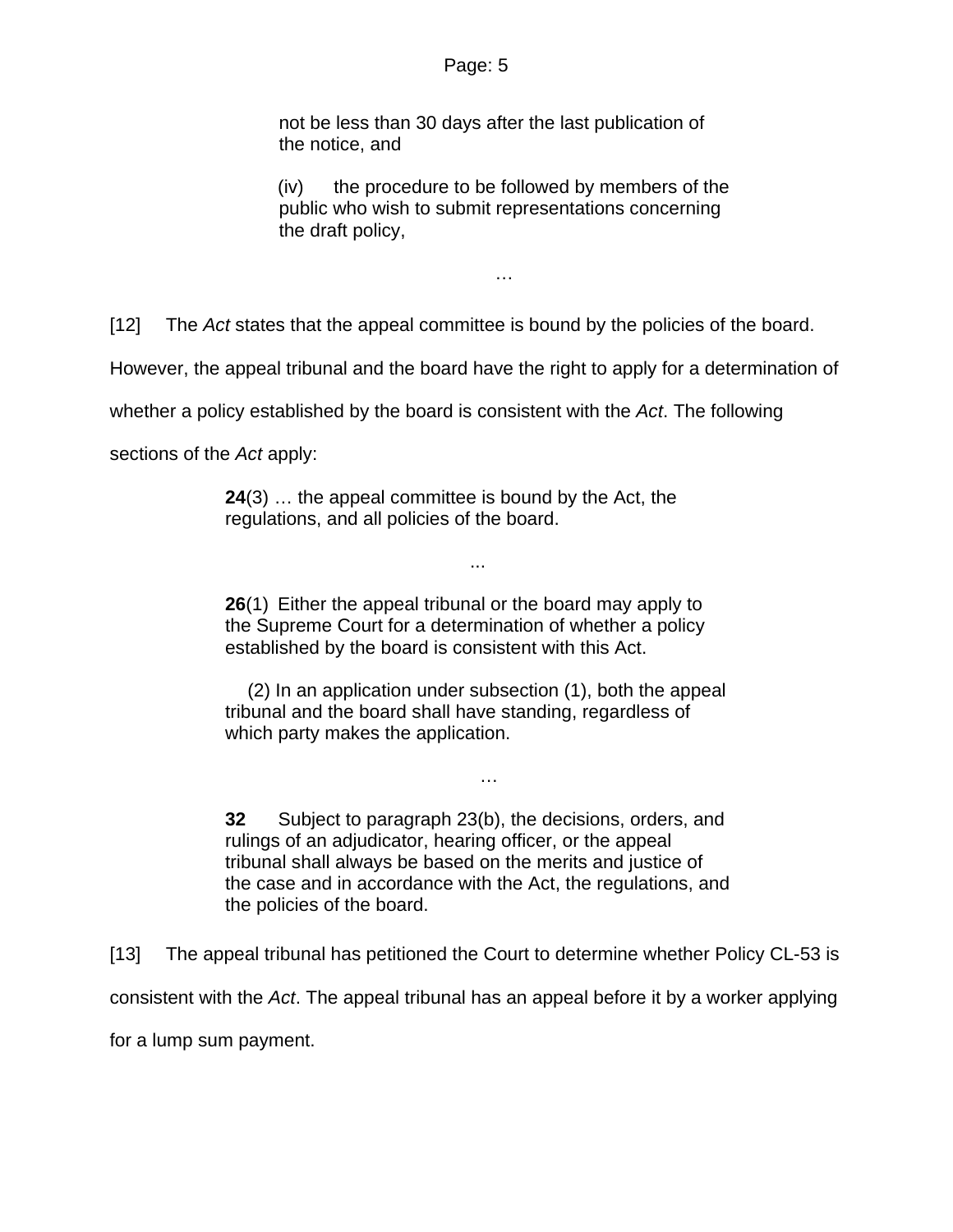> not be less than 30 days after the last publication of the notice, and
>
> (iv) the procedure to be followed by members of the public who wish to submit representations concerning the draft policy,
>
> …

[12] The *Act* states that the appeal committee is bound by the policies of the board. However, the appeal tribunal and the board have the right to apply for a determination of whether a policy established by the board is consistent with the *Act*. The following sections of the *Act* apply:

> **24**(3) … the appeal committee is bound by the Act, the regulations, and all policies of the board.
>
> ...
>
> **26**(1) Either the appeal tribunal or the board may apply to the Supreme Court for a determination of whether a policy established by the board is consistent with this Act.
>
> (2) In an application under subsection (1), both the appeal tribunal and the board shall have standing, regardless of which party makes the application.
>
> …
>
> **32** Subject to paragraph 23(b), the decisions, orders, and rulings of an adjudicator, hearing officer, or the appeal tribunal shall always be based on the merits and justice of the case and in accordance with the Act, the regulations, and the policies of the board.

[13] The appeal tribunal has petitioned the Court to determine whether Policy CL-53 is consistent with the *Act*. The appeal tribunal has an appeal before it by a worker applying for a lump sum payment.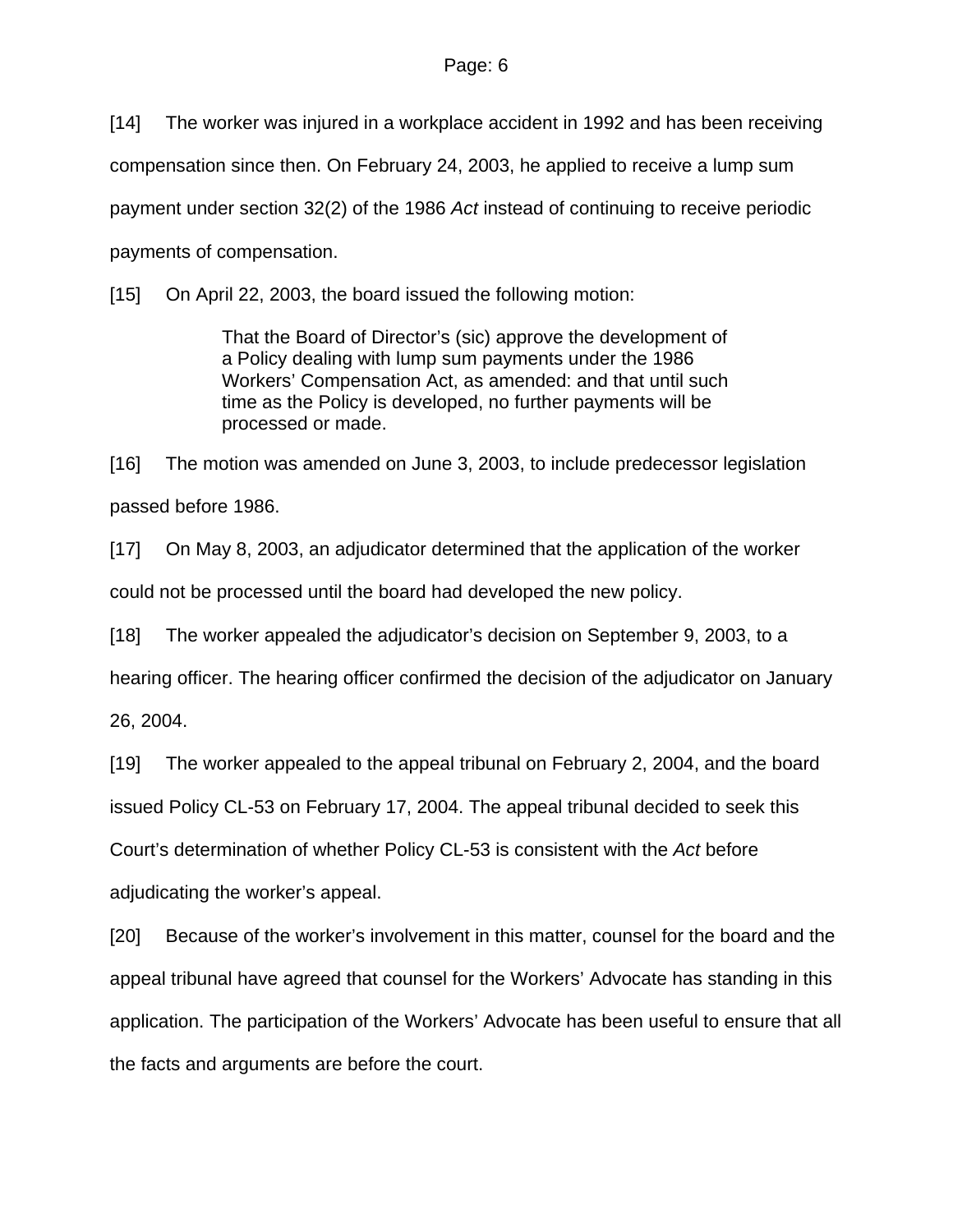[14] The worker was injured in a workplace accident in 1992 and has been receiving compensation since then. On February 24, 2003, he applied to receive a lump sum payment under section 32(2) of the 1986 *Act* instead of continuing to receive periodic payments of compensation.

[15] On April 22, 2003, the board issued the following motion:

> That the Board of Director's (sic) approve the development of a Policy dealing with lump sum payments under the 1986 Workers' Compensation Act, as amended: and that until such time as the Policy is developed, no further payments will be processed or made.

[16] The motion was amended on June 3, 2003, to include predecessor legislation passed before 1986.

[17] On May 8, 2003, an adjudicator determined that the application of the worker could not be processed until the board had developed the new policy.

[18] The worker appealed the adjudicator's decision on September 9, 2003, to a hearing officer. The hearing officer confirmed the decision of the adjudicator on January 26, 2004.

[19] The worker appealed to the appeal tribunal on February 2, 2004, and the board issued Policy CL-53 on February 17, 2004. The appeal tribunal decided to seek this Court's determination of whether Policy CL-53 is consistent with the *Act* before adjudicating the worker's appeal.

[20] Because of the worker's involvement in this matter, counsel for the board and the appeal tribunal have agreed that counsel for the Workers' Advocate has standing in this application. The participation of the Workers' Advocate has been useful to ensure that all the facts and arguments are before the court.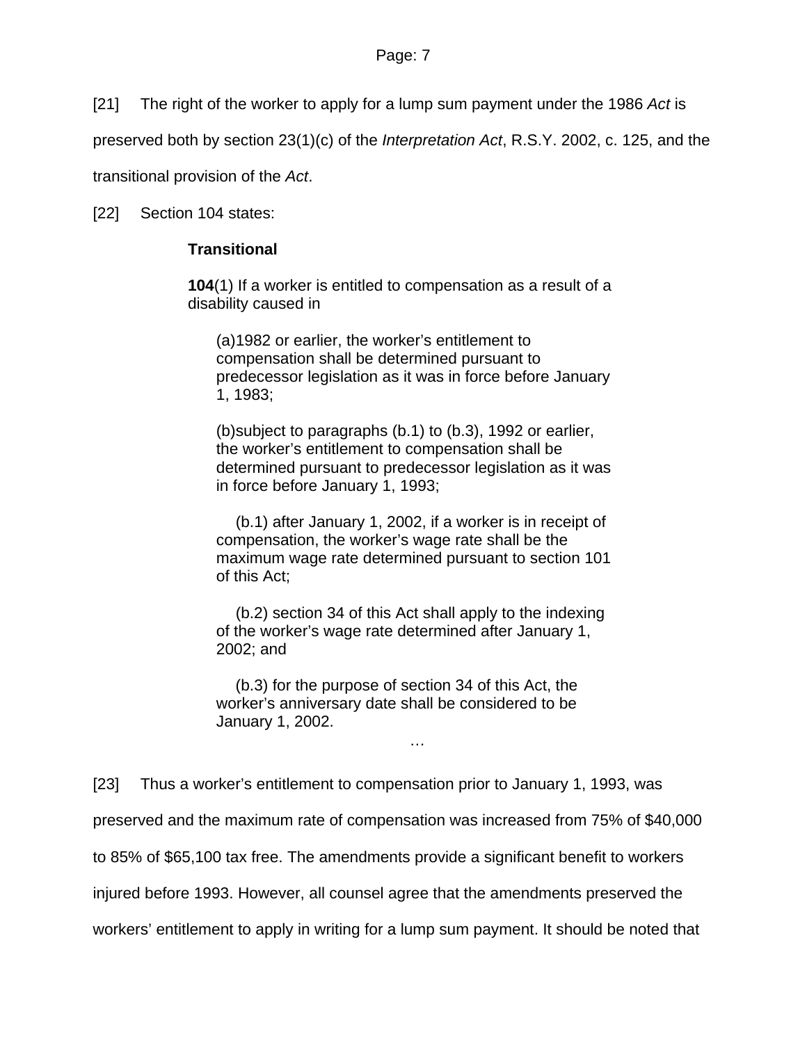[21] The right of the worker to apply for a lump sum payment under the 1986 *Act* is preserved both by section 23(1)(c) of the *Interpretation Act*, R.S.Y. 2002, c. 125, and the transitional provision of the *Act*.

[22] Section 104 states:

> **Transitional**
>
> **104**(1) If a worker is entitled to compensation as a result of a disability caused in
>
> (a)1982 or earlier, the worker's entitlement to compensation shall be determined pursuant to predecessor legislation as it was in force before January 1, 1983;
>
> (b)subject to paragraphs (b.1) to (b.3), 1992 or earlier, the worker's entitlement to compensation shall be determined pursuant to predecessor legislation as it was in force before January 1, 1993;
>
> (b.1) after January 1, 2002, if a worker is in receipt of compensation, the worker's wage rate shall be the maximum wage rate determined pursuant to section 101 of this Act;
>
> (b.2) section 34 of this Act shall apply to the indexing of the worker's wage rate determined after January 1, 2002; and
>
> (b.3) for the purpose of section 34 of this Act, the worker's anniversary date shall be considered to be January 1, 2002.
>
> …

[23] Thus a worker's entitlement to compensation prior to January 1, 1993, was preserved and the maximum rate of compensation was increased from 75% of $40,000 to 85% of $65,100 tax free. The amendments provide a significant benefit to workers injured before 1993. However, all counsel agree that the amendments preserved the workers' entitlement to apply in writing for a lump sum payment. It should be noted that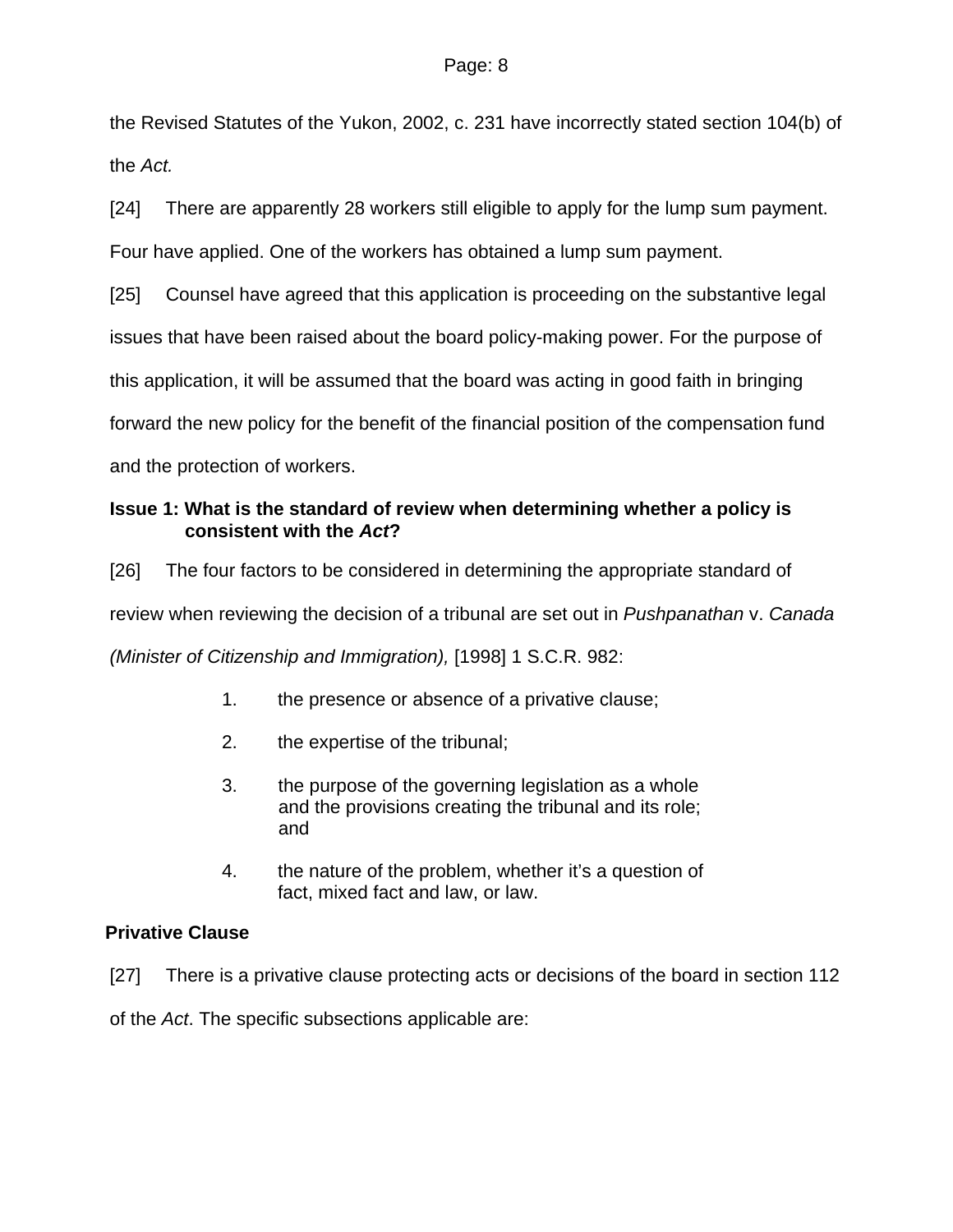the Revised Statutes of the Yukon, 2002, c. 231 have incorrectly stated section 104(b) of the *Act.*

[24] There are apparently 28 workers still eligible to apply for the lump sum payment. Four have applied. One of the workers has obtained a lump sum payment.

[25] Counsel have agreed that this application is proceeding on the substantive legal issues that have been raised about the board policy-making power. For the purpose of this application, it will be assumed that the board was acting in good faith in bringing forward the new policy for the benefit of the financial position of the compensation fund and the protection of workers.

**Issue 1: What is the standard of review when determining whether a policy is consistent with the *Act*?**

[26] The four factors to be considered in determining the appropriate standard of review when reviewing the decision of a tribunal are set out in *Pushpanathan* v. *Canada (Minister of Citizenship and Immigration),* [1998] 1 S.C.R. 982:

1. the presence or absence of a privative clause;
2. the expertise of the tribunal;
3. the purpose of the governing legislation as a whole and the provisions creating the tribunal and its role; and
4. the nature of the problem, whether it's a question of fact, mixed fact and law, or law.

**Privative Clause**

[27] There is a privative clause protecting acts or decisions of the board in section 112 of the *Act*. The specific subsections applicable are: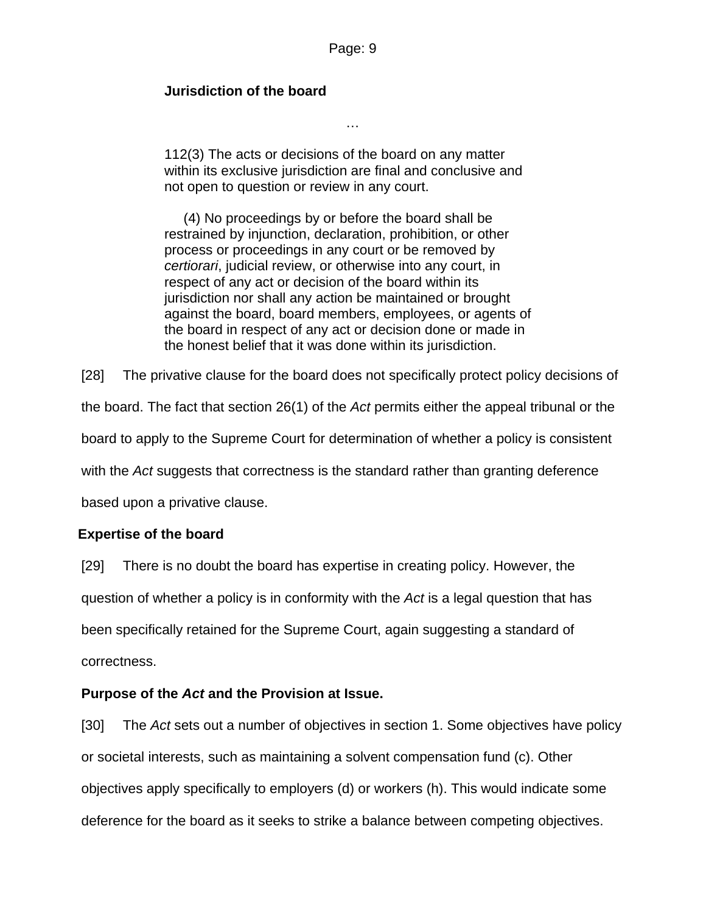> **Jurisdiction of the board**
>
> …
>
> 112(3) The acts or decisions of the board on any matter within its exclusive jurisdiction are final and conclusive and not open to question or review in any court.
>
> (4) No proceedings by or before the board shall be restrained by injunction, declaration, prohibition, or other process or proceedings in any court or be removed by *certiorari*, judicial review, or otherwise into any court, in respect of any act or decision of the board within its jurisdiction nor shall any action be maintained or brought against the board, board members, employees, or agents of the board in respect of any act or decision done or made in the honest belief that it was done within its jurisdiction.

[28] The privative clause for the board does not specifically protect policy decisions of the board. The fact that section 26(1) of the *Act* permits either the appeal tribunal or the board to apply to the Supreme Court for determination of whether a policy is consistent with the *Act* suggests that correctness is the standard rather than granting deference based upon a privative clause.

**Expertise of the board**

[29] There is no doubt the board has expertise in creating policy. However, the question of whether a policy is in conformity with the *Act* is a legal question that has been specifically retained for the Supreme Court, again suggesting a standard of correctness.

**Purpose of the *Act* and the Provision at Issue.**

[30] The *Act* sets out a number of objectives in section 1. Some objectives have policy or societal interests, such as maintaining a solvent compensation fund (c). Other objectives apply specifically to employers (d) or workers (h). This would indicate some deference for the board as it seeks to strike a balance between competing objectives.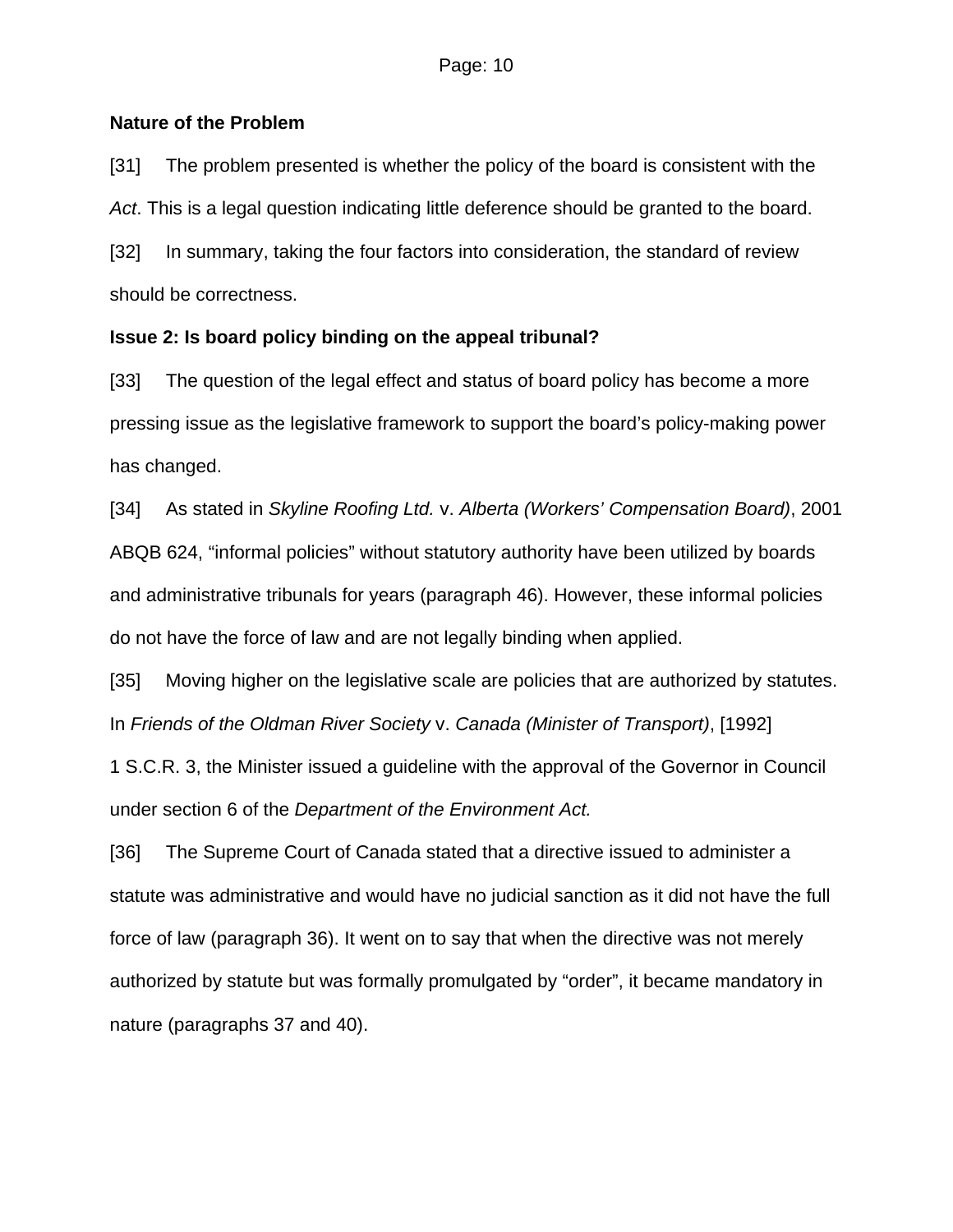**Nature of the Problem**

[31] The problem presented is whether the policy of the board is consistent with the *Act*. This is a legal question indicating little deference should be granted to the board.

[32] In summary, taking the four factors into consideration, the standard of review should be correctness.

**Issue 2: Is board policy binding on the appeal tribunal?**

[33] The question of the legal effect and status of board policy has become a more pressing issue as the legislative framework to support the board's policy-making power has changed.

[34] As stated in *Skyline Roofing Ltd.* v. *Alberta (Workers' Compensation Board)*, 2001 ABQB 624, "informal policies" without statutory authority have been utilized by boards and administrative tribunals for years (paragraph 46). However, these informal policies do not have the force of law and are not legally binding when applied.

[35] Moving higher on the legislative scale are policies that are authorized by statutes. In *Friends of the Oldman River Society* v. *Canada (Minister of Transport)*, [1992] 1 S.C.R. 3, the Minister issued a guideline with the approval of the Governor in Council under section 6 of the *Department of the Environment Act.*

[36] The Supreme Court of Canada stated that a directive issued to administer a statute was administrative and would have no judicial sanction as it did not have the full force of law (paragraph 36). It went on to say that when the directive was not merely authorized by statute but was formally promulgated by "order", it became mandatory in nature (paragraphs 37 and 40).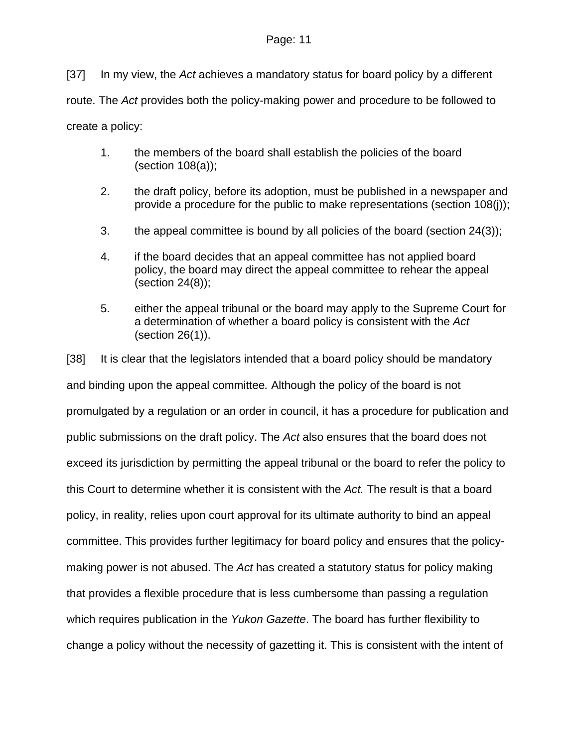[37] In my view, the *Act* achieves a mandatory status for board policy by a different route. The *Act* provides both the policy-making power and procedure to be followed to create a policy:

1. the members of the board shall establish the policies of the board (section 108(a));
2. the draft policy, before its adoption, must be published in a newspaper and provide a procedure for the public to make representations (section 108(j));
3. the appeal committee is bound by all policies of the board (section 24(3));
4. if the board decides that an appeal committee has not applied board policy, the board may direct the appeal committee to rehear the appeal (section 24(8));
5. either the appeal tribunal or the board may apply to the Supreme Court for a determination of whether a board policy is consistent with the *Act* (section 26(1)).

[38] It is clear that the legislators intended that a board policy should be mandatory and binding upon the appeal committee. Although the policy of the board is not promulgated by a regulation or an order in council, it has a procedure for publication and public submissions on the draft policy. The *Act* also ensures that the board does not exceed its jurisdiction by permitting the appeal tribunal or the board to refer the policy to this Court to determine whether it is consistent with the *Act.* The result is that a board policy, in reality, relies upon court approval for its ultimate authority to bind an appeal committee. This provides further legitimacy for board policy and ensures that the policy-making power is not abused. The *Act* has created a statutory status for policy making that provides a flexible procedure that is less cumbersome than passing a regulation which requires publication in the *Yukon Gazette*. The board has further flexibility to change a policy without the necessity of gazetting it. This is consistent with the intent of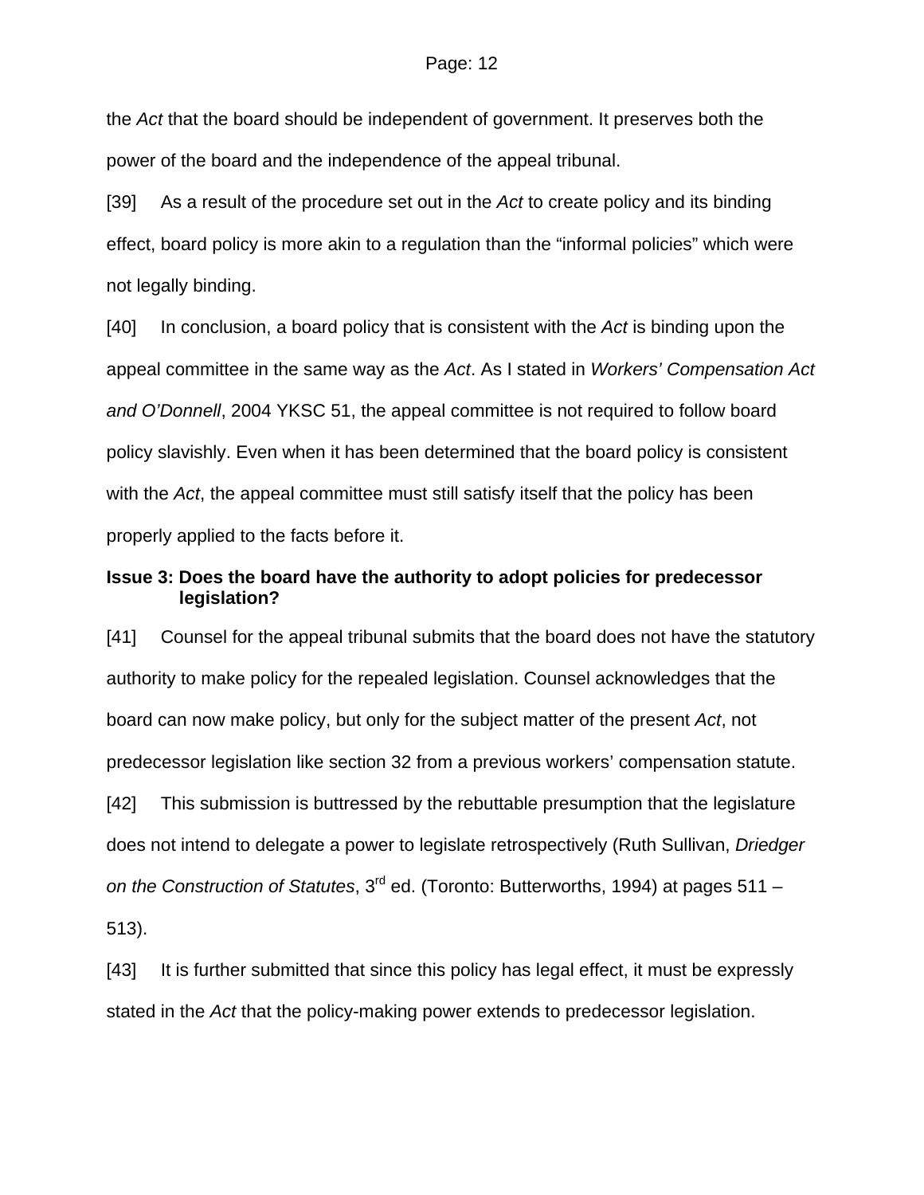the *Act* that the board should be independent of government. It preserves both the power of the board and the independence of the appeal tribunal.

[39] As a result of the procedure set out in the *Act* to create policy and its binding effect, board policy is more akin to a regulation than the "informal policies" which were not legally binding.

[40] In conclusion, a board policy that is consistent with the *Act* is binding upon the appeal committee in the same way as the *Act*. As I stated in *Workers' Compensation Act and O'Donnell*, 2004 YKSC 51, the appeal committee is not required to follow board policy slavishly. Even when it has been determined that the board policy is consistent with the *Act*, the appeal committee must still satisfy itself that the policy has been properly applied to the facts before it.

**Issue 3: Does the board have the authority to adopt policies for predecessor legislation?**

[41] Counsel for the appeal tribunal submits that the board does not have the statutory authority to make policy for the repealed legislation. Counsel acknowledges that the board can now make policy, but only for the subject matter of the present *Act*, not predecessor legislation like section 32 from a previous workers' compensation statute.

[42] This submission is buttressed by the rebuttable presumption that the legislature does not intend to delegate a power to legislate retrospectively (Ruth Sullivan, *Driedger on the Construction of Statutes*, 3rd ed. (Toronto: Butterworths, 1994) at pages 511 – 513).

[43] It is further submitted that since this policy has legal effect, it must be expressly stated in the *Act* that the policy-making power extends to predecessor legislation.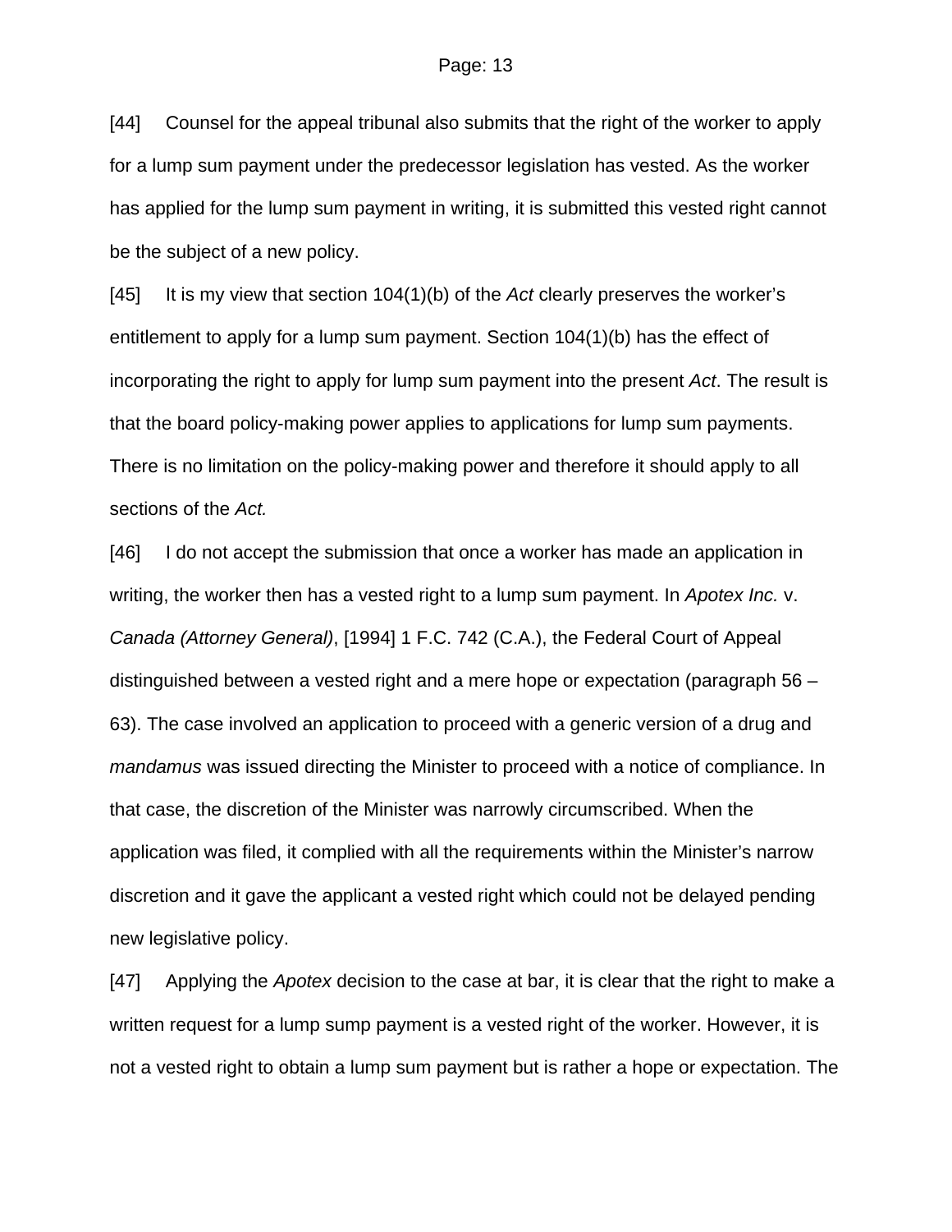[44] Counsel for the appeal tribunal also submits that the right of the worker to apply for a lump sum payment under the predecessor legislation has vested. As the worker has applied for the lump sum payment in writing, it is submitted this vested right cannot be the subject of a new policy.

[45] It is my view that section 104(1)(b) of the *Act* clearly preserves the worker's entitlement to apply for a lump sum payment. Section 104(1)(b) has the effect of incorporating the right to apply for lump sum payment into the present *Act*. The result is that the board policy-making power applies to applications for lump sum payments. There is no limitation on the policy-making power and therefore it should apply to all sections of the *Act.*

[46] I do not accept the submission that once a worker has made an application in writing, the worker then has a vested right to a lump sum payment. In *Apotex Inc.* v. *Canada (Attorney General)*, [1994] 1 F.C. 742 (C.A.), the Federal Court of Appeal distinguished between a vested right and a mere hope or expectation (paragraph 56 – 63). The case involved an application to proceed with a generic version of a drug and *mandamus* was issued directing the Minister to proceed with a notice of compliance. In that case, the discretion of the Minister was narrowly circumscribed. When the application was filed, it complied with all the requirements within the Minister's narrow discretion and it gave the applicant a vested right which could not be delayed pending new legislative policy.

[47] Applying the *Apotex* decision to the case at bar, it is clear that the right to make a written request for a lump sump payment is a vested right of the worker. However, it is not a vested right to obtain a lump sum payment but is rather a hope or expectation. The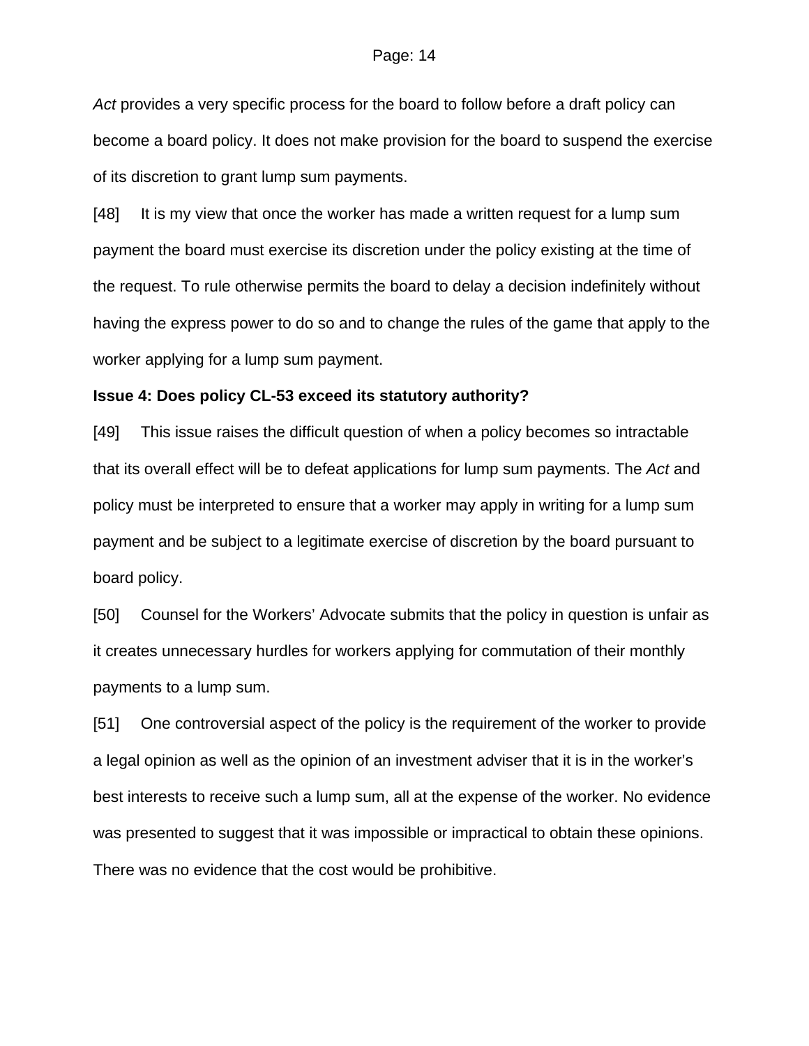*Act* provides a very specific process for the board to follow before a draft policy can become a board policy. It does not make provision for the board to suspend the exercise of its discretion to grant lump sum payments.

[48] It is my view that once the worker has made a written request for a lump sum payment the board must exercise its discretion under the policy existing at the time of the request. To rule otherwise permits the board to delay a decision indefinitely without having the express power to do so and to change the rules of the game that apply to the worker applying for a lump sum payment.

**Issue 4: Does policy CL-53 exceed its statutory authority?**

[49] This issue raises the difficult question of when a policy becomes so intractable that its overall effect will be to defeat applications for lump sum payments. The *Act* and policy must be interpreted to ensure that a worker may apply in writing for a lump sum payment and be subject to a legitimate exercise of discretion by the board pursuant to board policy.

[50] Counsel for the Workers' Advocate submits that the policy in question is unfair as it creates unnecessary hurdles for workers applying for commutation of their monthly payments to a lump sum.

[51] One controversial aspect of the policy is the requirement of the worker to provide a legal opinion as well as the opinion of an investment adviser that it is in the worker's best interests to receive such a lump sum, all at the expense of the worker. No evidence was presented to suggest that it was impossible or impractical to obtain these opinions. There was no evidence that the cost would be prohibitive.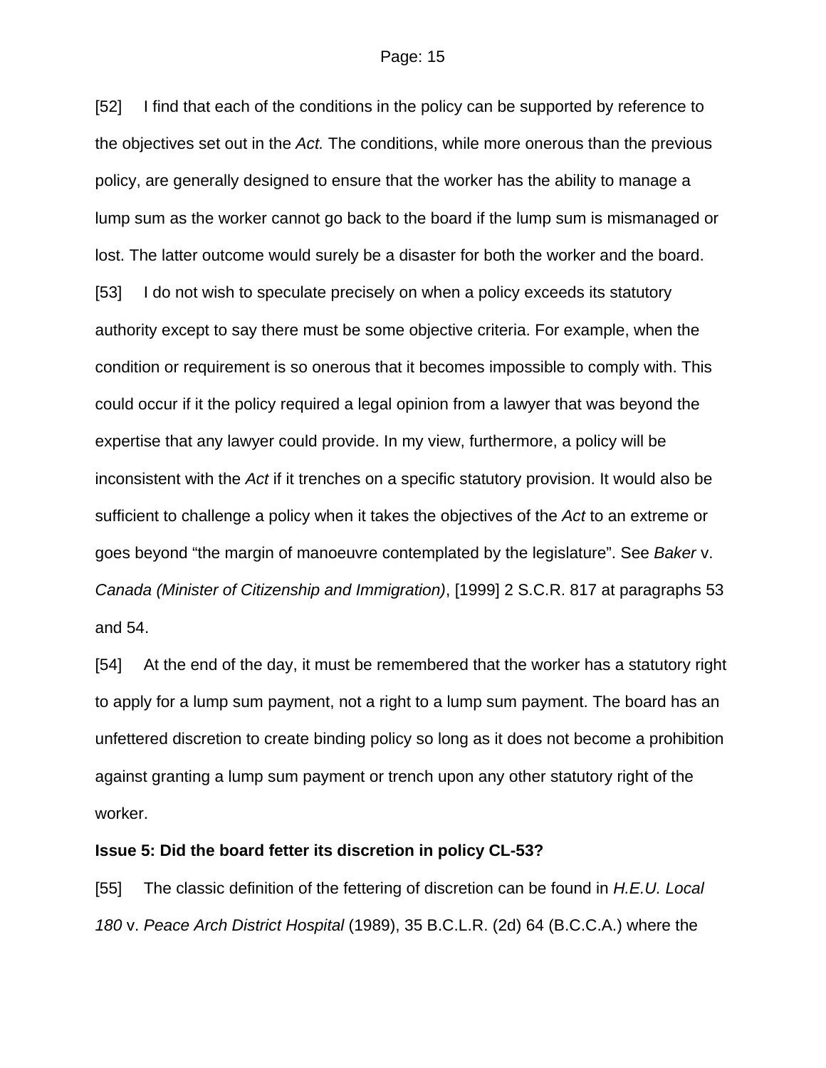[52] I find that each of the conditions in the policy can be supported by reference to the objectives set out in the *Act.* The conditions, while more onerous than the previous policy, are generally designed to ensure that the worker has the ability to manage a lump sum as the worker cannot go back to the board if the lump sum is mismanaged or lost. The latter outcome would surely be a disaster for both the worker and the board.

[53] I do not wish to speculate precisely on when a policy exceeds its statutory authority except to say there must be some objective criteria. For example, when the condition or requirement is so onerous that it becomes impossible to comply with. This could occur if it the policy required a legal opinion from a lawyer that was beyond the expertise that any lawyer could provide. In my view, furthermore, a policy will be inconsistent with the *Act* if it trenches on a specific statutory provision. It would also be sufficient to challenge a policy when it takes the objectives of the *Act* to an extreme or goes beyond "the margin of manoeuvre contemplated by the legislature". See *Baker* v. *Canada (Minister of Citizenship and Immigration)*, [1999] 2 S.C.R. 817 at paragraphs 53 and 54.

[54] At the end of the day, it must be remembered that the worker has a statutory right to apply for a lump sum payment, not a right to a lump sum payment. The board has an unfettered discretion to create binding policy so long as it does not become a prohibition against granting a lump sum payment or trench upon any other statutory right of the worker.

**Issue 5: Did the board fetter its discretion in policy CL-53?**

[55] The classic definition of the fettering of discretion can be found in *H.E.U. Local 180* v. *Peace Arch District Hospital* (1989), 35 B.C.L.R. (2d) 64 (B.C.C.A.) where the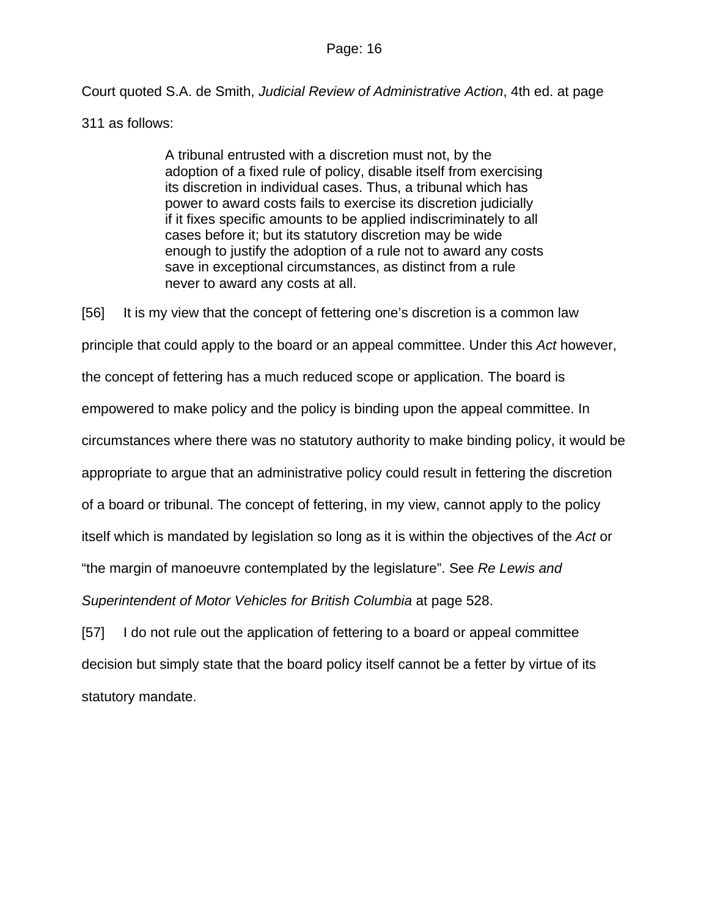Court quoted S.A. de Smith, *Judicial Review of Administrative Action*, 4th ed. at page 311 as follows:

> A tribunal entrusted with a discretion must not, by the adoption of a fixed rule of policy, disable itself from exercising its discretion in individual cases. Thus, a tribunal which has power to award costs fails to exercise its discretion judicially if it fixes specific amounts to be applied indiscriminately to all cases before it; but its statutory discretion may be wide enough to justify the adoption of a rule not to award any costs save in exceptional circumstances, as distinct from a rule never to award any costs at all.

[56] It is my view that the concept of fettering one's discretion is a common law principle that could apply to the board or an appeal committee. Under this *Act* however, the concept of fettering has a much reduced scope or application. The board is empowered to make policy and the policy is binding upon the appeal committee. In circumstances where there was no statutory authority to make binding policy, it would be appropriate to argue that an administrative policy could result in fettering the discretion of a board or tribunal. The concept of fettering, in my view, cannot apply to the policy itself which is mandated by legislation so long as it is within the objectives of the *Act* or "the margin of manoeuvre contemplated by the legislature". See *Re Lewis and Superintendent of Motor Vehicles for British Columbia* at page 528.

[57] I do not rule out the application of fettering to a board or appeal committee decision but simply state that the board policy itself cannot be a fetter by virtue of its statutory mandate.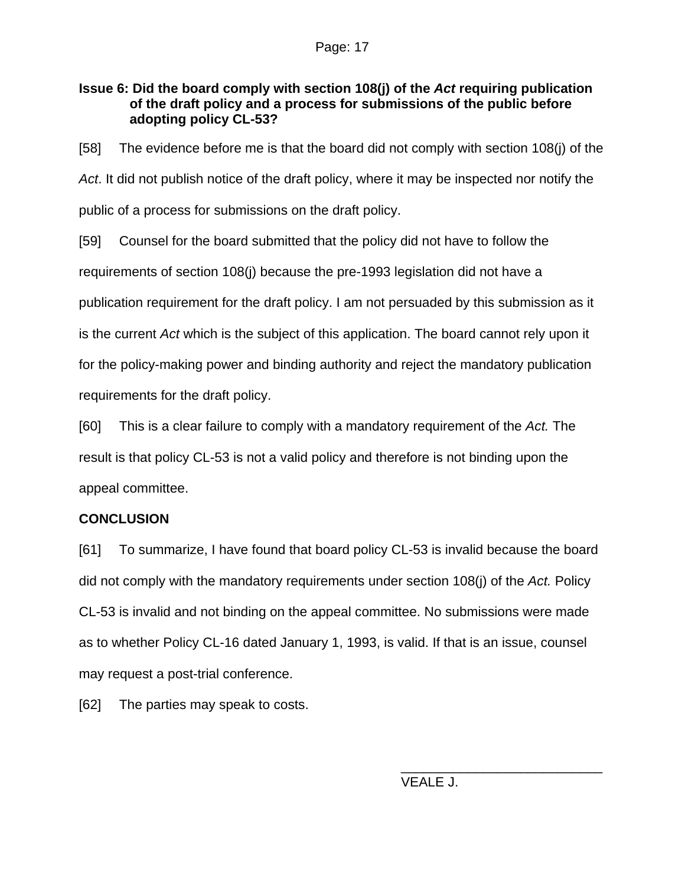### Issue 6: Did the board comply with section 108(j) of the *Act* requiring publication of the draft policy and a process for submissions of the public before adopting policy CL-53?

[58] The evidence before me is that the board did not comply with section 108(j) of the *Act*. It did not publish notice of the draft policy, where it may be inspected nor notify the public of a process for submissions on the draft policy.

[59] Counsel for the board submitted that the policy did not have to follow the requirements of section 108(j) because the pre-1993 legislation did not have a publication requirement for the draft policy. I am not persuaded by this submission as it is the current *Act* which is the subject of this application. The board cannot rely upon it for the policy-making power and binding authority and reject the mandatory publication requirements for the draft policy.

[60] This is a clear failure to comply with a mandatory requirement of the *Act.* The result is that policy CL-53 is not a valid policy and therefore is not binding upon the appeal committee.

### CONCLUSION

[61] To summarize, I have found that board policy CL-53 is invalid because the board did not comply with the mandatory requirements under section 108(j) of the *Act.* Policy CL-53 is invalid and not binding on the appeal committee. No submissions were made as to whether Policy CL-16 dated January 1, 1993, is valid. If that is an issue, counsel may request a post-trial conference.

[62] The parties may speak to costs.

___________________________

VEALE J.